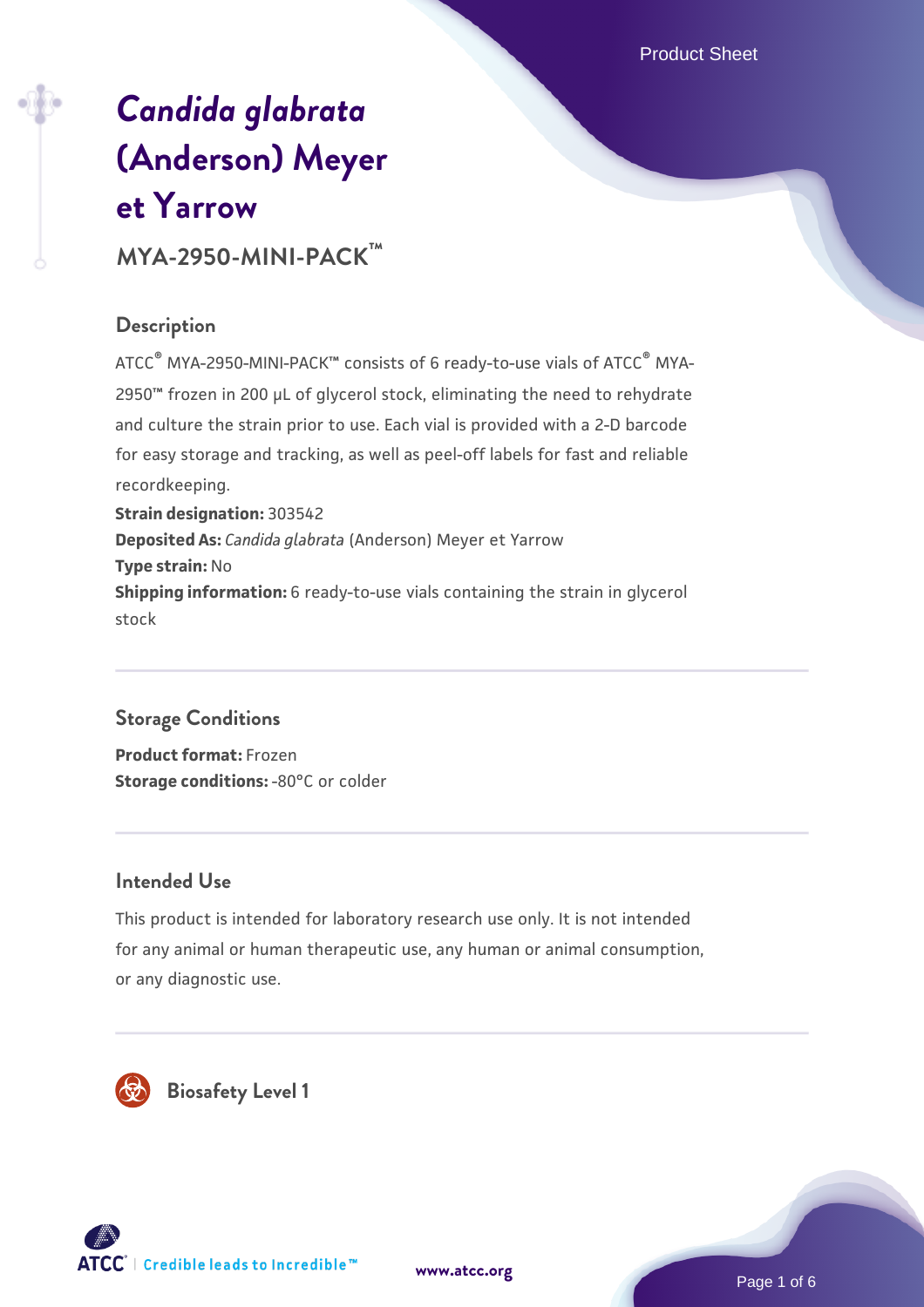# *Candida glabrata* (Anderson) Meyer et Yarrow

## MYA-2950-MINI-PACK™

### Description

ATCC® MYA-2950-MINI-PACK™ consists of 6 ready-to-use vials of ATCC® MYA-2950™ frozen in 200 µL of glycerol stock, eliminating the need to rehydrate and culture the strain prior to use. Each vial is provided with a 2-D barcode for easy storage and tracking, as well as peel-off labels for fast and reliable recordkeeping.

**Strain designation:** 303542

**Deposited As:** *Candida glabrata* (Anderson) Meyer et Yarrow

**Type strain:** No

**Shipping information:** 6 ready-to-use vials containing the strain in glycerol stock

### Storage Conditions

**Product format:** Frozen

**Storage conditions:** -80°C or colder

### Intended Use

This product is intended for laboratory research use only. It is not intended for any animal or human therapeutic use, any human or animal consumption, or any diagnostic use.

### Biosafety Level 1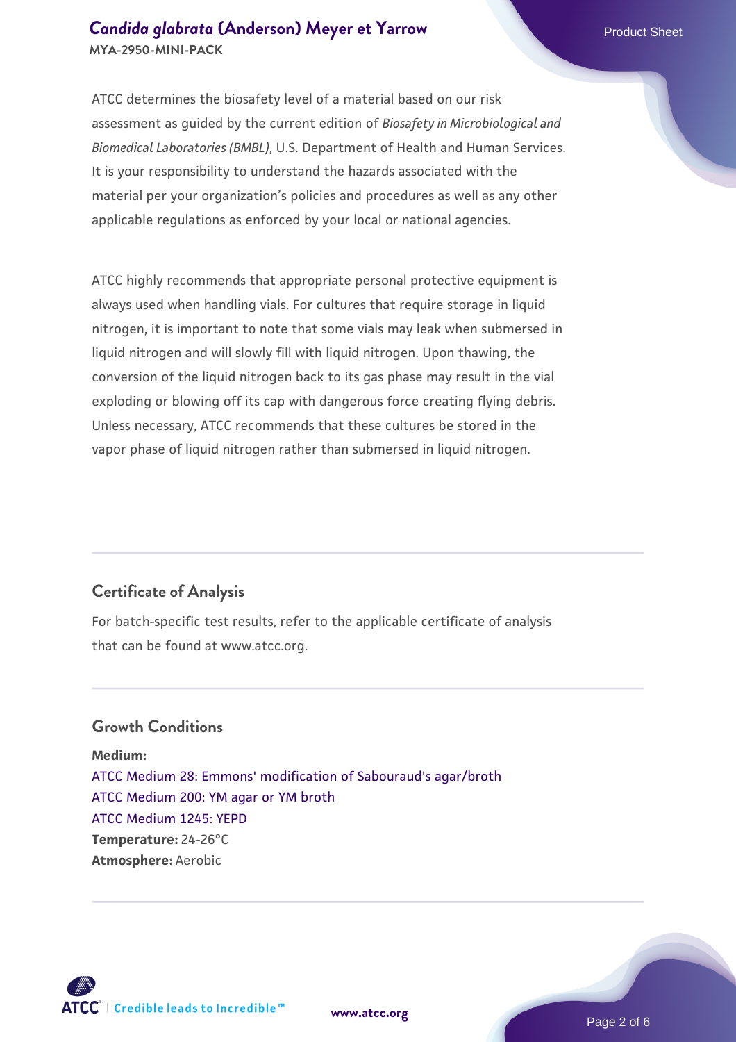ATCC determines the biosafety level of a material based on our risk assessment as guided by the current edition of *Biosafety in Microbiological and Biomedical Laboratories (BMBL)*, U.S. Department of Health and Human Services. It is your responsibility to understand the hazards associated with the material per your organization's policies and procedures as well as any other applicable regulations as enforced by your local or national agencies.

ATCC highly recommends that appropriate personal protective equipment is always used when handling vials. For cultures that require storage in liquid nitrogen, it is important to note that some vials may leak when submersed in liquid nitrogen and will slowly fill with liquid nitrogen. Upon thawing, the conversion of the liquid nitrogen back to its gas phase may result in the vial exploding or blowing off its cap with dangerous force creating flying debris. Unless necessary, ATCC recommends that these cultures be stored in the vapor phase of liquid nitrogen rather than submersed in liquid nitrogen.

## Certificate of Analysis

For batch-specific test results, refer to the applicable certificate of analysis that can be found at www.atcc.org.

## Growth Conditions

**Medium:**
ATCC Medium 28: Emmons' modification of Sabouraud's agar/broth
ATCC Medium 200: YM agar or YM broth
ATCC Medium 1245: YEPD
**Temperature:** 24-26°C
**Atmosphere:** Aerobic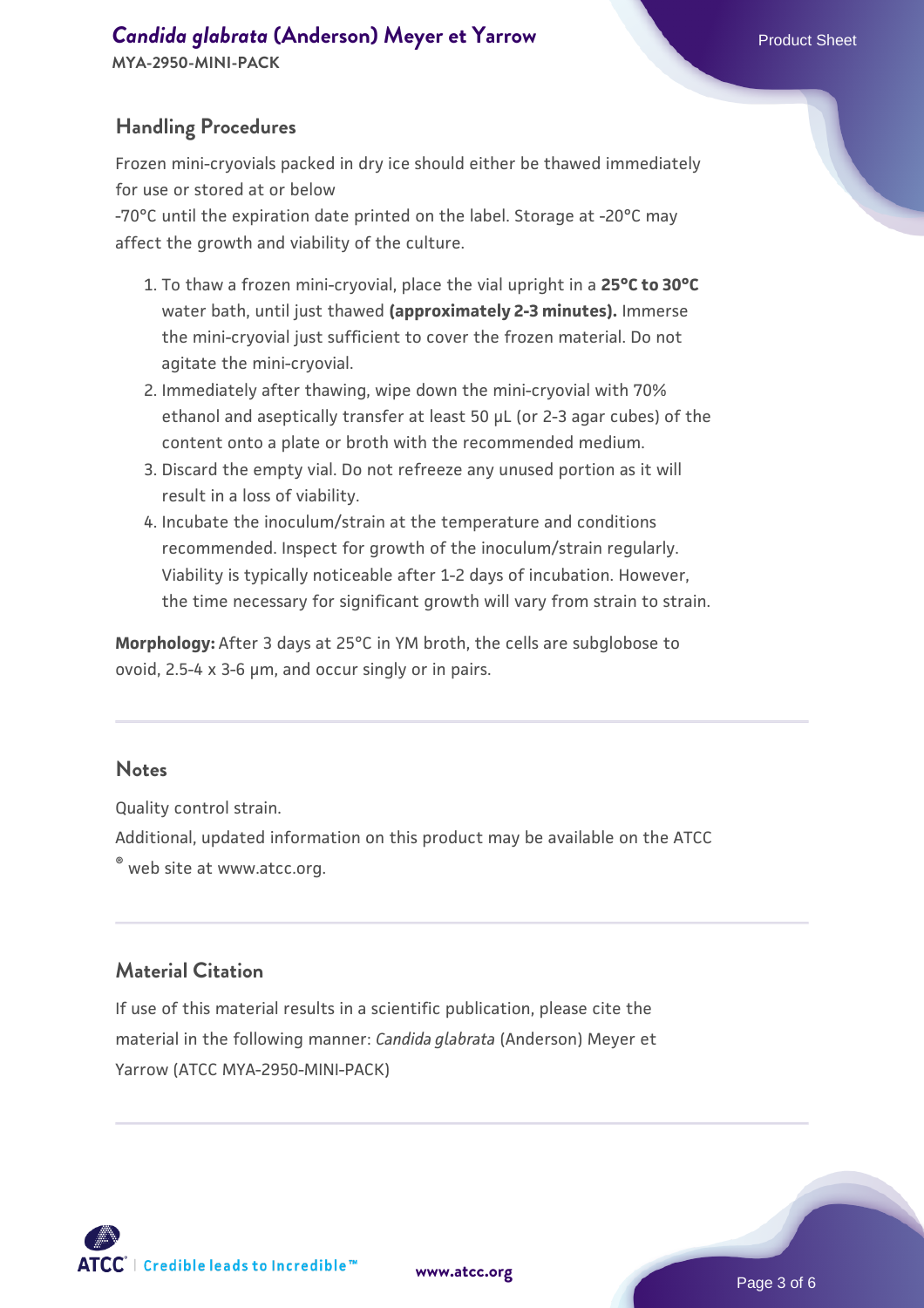## Handling Procedures

Frozen mini-cryovials packed in dry ice should either be thawed immediately for use or stored at or below -70°C until the expiration date printed on the label. Storage at -20°C may affect the growth and viability of the culture.

1. To thaw a frozen mini-cryovial, place the vial upright in a **25°C to 30°C** water bath, until just thawed **(approximately 2-3 minutes).** Immerse the mini-cryovial just sufficient to cover the frozen material. Do not agitate the mini-cryovial.
2. Immediately after thawing, wipe down the mini-cryovial with 70% ethanol and aseptically transfer at least 50 µL (or 2-3 agar cubes) of the content onto a plate or broth with the recommended medium.
3. Discard the empty vial. Do not refreeze any unused portion as it will result in a loss of viability.
4. Incubate the inoculum/strain at the temperature and conditions recommended. Inspect for growth of the inoculum/strain regularly. Viability is typically noticeable after 1-2 days of incubation. However, the time necessary for significant growth will vary from strain to strain.

**Morphology:** After 3 days at 25°C in YM broth, the cells are subglobose to ovoid, 2.5-4 x 3-6 µm, and occur singly or in pairs.

## Notes

Quality control strain.

Additional, updated information on this product may be available on the ATCC® web site at www.atcc.org.

## Material Citation

If use of this material results in a scientific publication, please cite the material in the following manner: *Candida glabrata* (Anderson) Meyer et Yarrow (ATCC MYA-2950-MINI-PACK)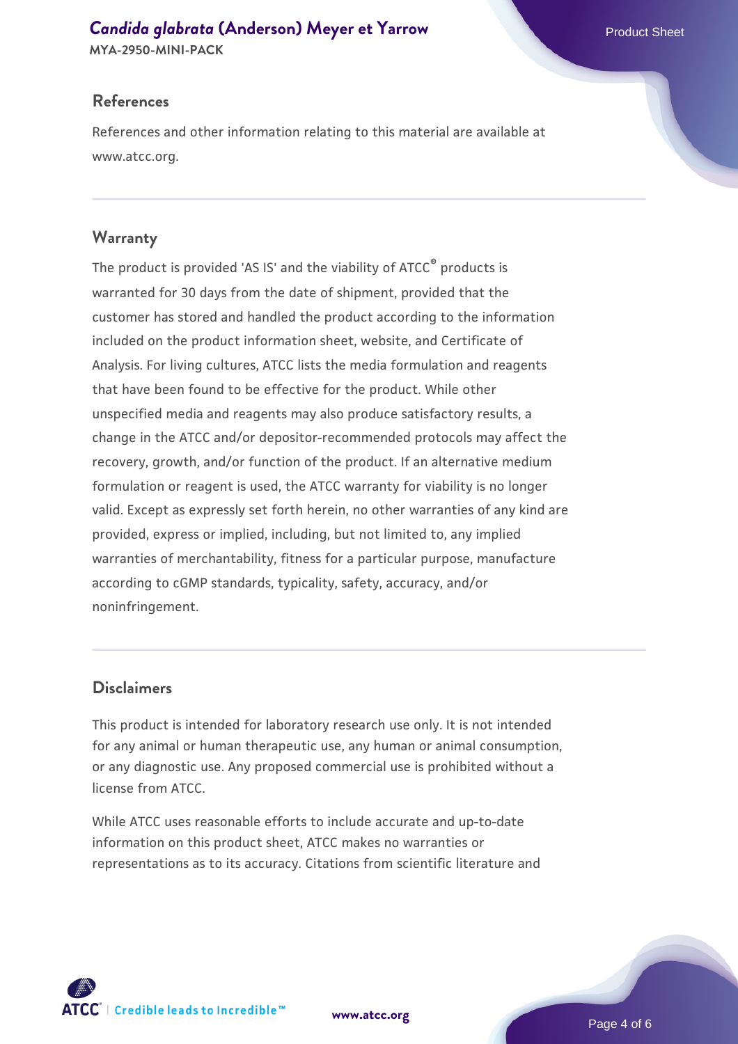## References

References and other information relating to this material are available at www.atcc.org.

## Warranty

The product is provided 'AS IS' and the viability of ATCC® products is warranted for 30 days from the date of shipment, provided that the customer has stored and handled the product according to the information included on the product information sheet, website, and Certificate of Analysis. For living cultures, ATCC lists the media formulation and reagents that have been found to be effective for the product. While other unspecified media and reagents may also produce satisfactory results, a change in the ATCC and/or depositor-recommended protocols may affect the recovery, growth, and/or function of the product. If an alternative medium formulation or reagent is used, the ATCC warranty for viability is no longer valid. Except as expressly set forth herein, no other warranties of any kind are provided, express or implied, including, but not limited to, any implied warranties of merchantability, fitness for a particular purpose, manufacture according to cGMP standards, typicality, safety, accuracy, and/or noninfringement.

## Disclaimers

This product is intended for laboratory research use only. It is not intended for any animal or human therapeutic use, any human or animal consumption, or any diagnostic use. Any proposed commercial use is prohibited without a license from ATCC.

While ATCC uses reasonable efforts to include accurate and up-to-date information on this product sheet, ATCC makes no warranties or representations as to its accuracy. Citations from scientific literature and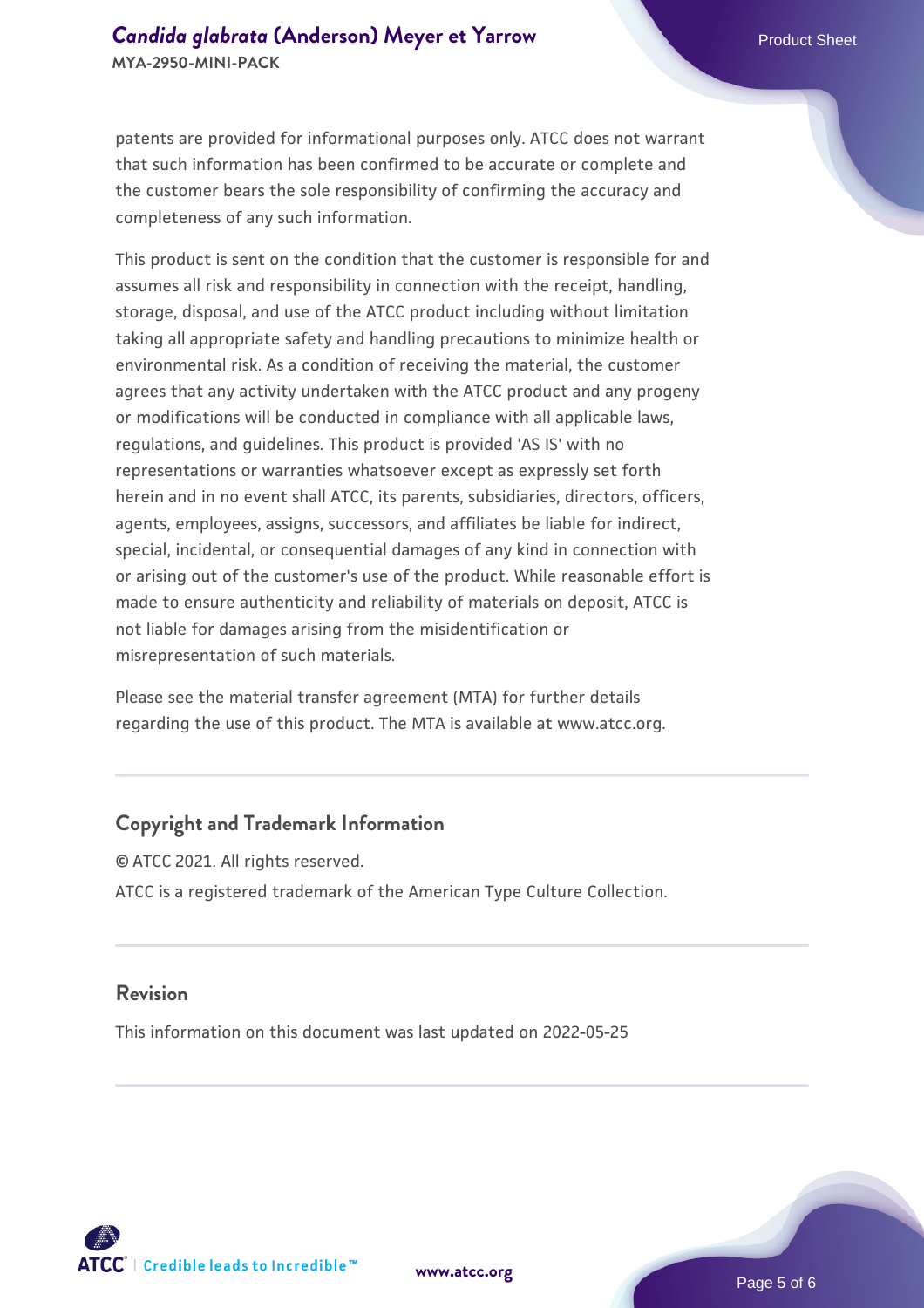patents are provided for informational purposes only. ATCC does not warrant that such information has been confirmed to be accurate or complete and the customer bears the sole responsibility of confirming the accuracy and completeness of any such information.

This product is sent on the condition that the customer is responsible for and assumes all risk and responsibility in connection with the receipt, handling, storage, disposal, and use of the ATCC product including without limitation taking all appropriate safety and handling precautions to minimize health or environmental risk. As a condition of receiving the material, the customer agrees that any activity undertaken with the ATCC product and any progeny or modifications will be conducted in compliance with all applicable laws, regulations, and guidelines. This product is provided 'AS IS' with no representations or warranties whatsoever except as expressly set forth herein and in no event shall ATCC, its parents, subsidiaries, directors, officers, agents, employees, assigns, successors, and affiliates be liable for indirect, special, incidental, or consequential damages of any kind in connection with or arising out of the customer's use of the product. While reasonable effort is made to ensure authenticity and reliability of materials on deposit, ATCC is not liable for damages arising from the misidentification or misrepresentation of such materials.

Please see the material transfer agreement (MTA) for further details regarding the use of this product. The MTA is available at www.atcc.org.

## Copyright and Trademark Information

© ATCC 2021. All rights reserved.

ATCC is a registered trademark of the American Type Culture Collection.

## Revision

This information on this document was last updated on 2022-05-25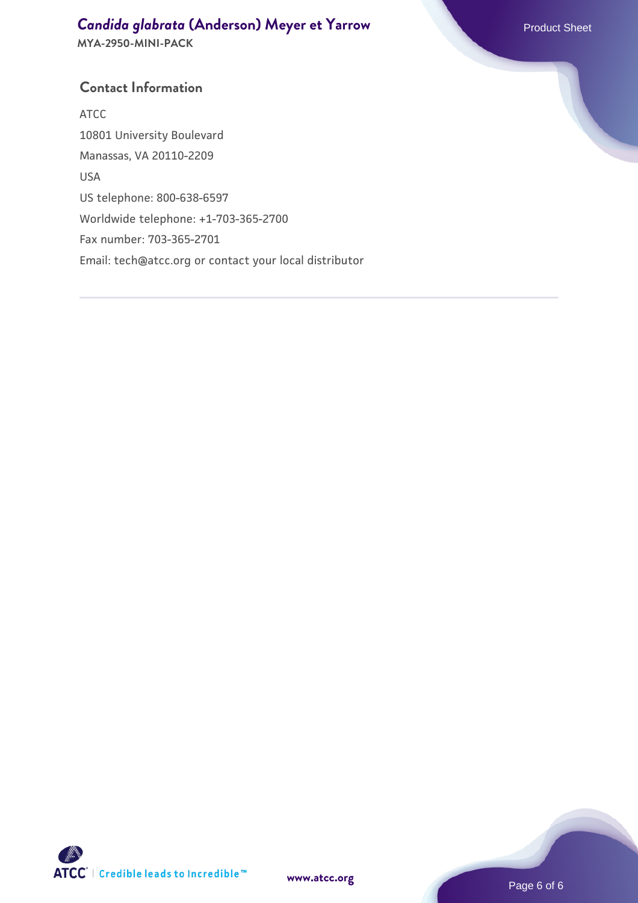## Contact Information

ATCC

10801 University Boulevard

Manassas, VA 20110-2209

USA

US telephone: 800-638-6597

Worldwide telephone: +1-703-365-2700

Fax number: 703-365-2701

Email: tech@atcc.org or contact your local distributor